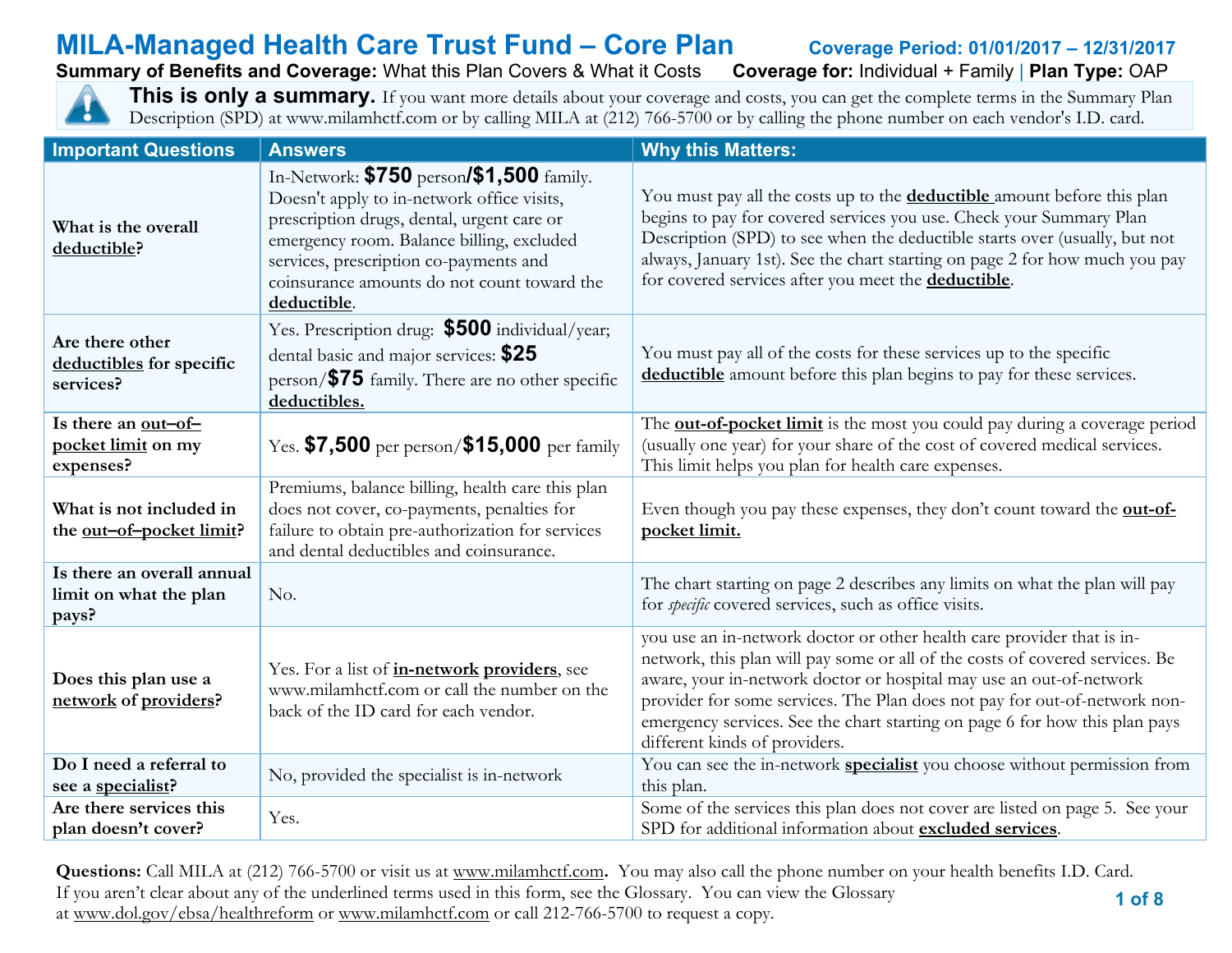# MILA-Managed Health Care Trust Fund – Core Plan

**Coverage Period: 01/01/2017 – 12/31/2017**

**Summary of Benefits and Coverage:** What this Plan Covers & What it Costs **Coverage for:** Individual + Family | **Plan Type:** OAP

**This is only a summary.** If you want more details about your coverage and costs, you can get the complete terms in the Summary Plan Description (SPD) at www.milamhctf.com or by calling MILA at (212) 766-5700 or by calling the phone number on each vendor's I.D. card.

| Important Questions | Answers | Why this Matters: |
|---|---|---|
| **What is the overall deductible?** | In-Network: **$750** person/**$1,500** family. Doesn't apply to in-network office visits, prescription drugs, dental, urgent care or emergency room. Balance billing, excluded services, prescription co-payments and coinsurance amounts do not count toward the **deductible**. | You must pay all the costs up to the **deductible** amount before this plan begins to pay for covered services you use. Check your Summary Plan Description (SPD) to see when the deductible starts over (usually, but not always, January 1st). See the chart starting on page 2 for how much you pay for covered services after you meet the **deductible**. |
| **Are there other deductibles for specific services?** | Yes. Prescription drug: **$500** individual/year; dental basic and major services: **$25** person/**$75** family. There are no other specific **deductibles.** | You must pay all of the costs for these services up to the specific **deductible** amount before this plan begins to pay for these services. |
| **Is there an out–of–pocket limit on my expenses?** | Yes. **$7,500** per person/**$15,000** per family | The **out-of-pocket limit** is the most you could pay during a coverage period (usually one year) for your share of the cost of covered medical services. This limit helps you plan for health care expenses. |
| **What is not included in the out–of–pocket limit?** | Premiums, balance billing, health care this plan does not cover, co-payments, penalties for failure to obtain pre-authorization for services and dental deductibles and coinsurance. | Even though you pay these expenses, they don't count toward the **out-of-pocket limit.** |
| **Is there an overall annual limit on what the plan pays?** | No. | The chart starting on page 2 describes any limits on what the plan will pay for *specific* covered services, such as office visits. |
| **Does this plan use a network of providers?** | Yes. For a list of **in-network providers**, see www.milamhctf.com or call the number on the back of the ID card for each vendor. | you use an in-network doctor or other health care provider that is in-network, this plan will pay some or all of the costs of covered services. Be aware, your in-network doctor or hospital may use an out-of-network provider for some services. The Plan does not pay for out-of-network non-emergency services. See the chart starting on page 6 for how this plan pays different kinds of providers. |
| **Do I need a referral to see a specialist?** | No, provided the specialist is in-network | You can see the in-network **specialist** you choose without permission from this plan. |
| **Are there services this plan doesn't cover?** | Yes. | Some of the services this plan does not cover are listed on page 5. See your SPD for additional information about **excluded services**. |

**Questions:** Call MILA at (212) 766-5700 or visit us at www.milamhctf.com**.** You may also call the phone number on your health benefits I.D. Card. If you aren't clear about any of the underlined terms used in this form, see the Glossary. You can view the Glossary at www.dol.gov/ebsa/healthreform or www.milamhctf.com or call 212-766-5700 to request a copy.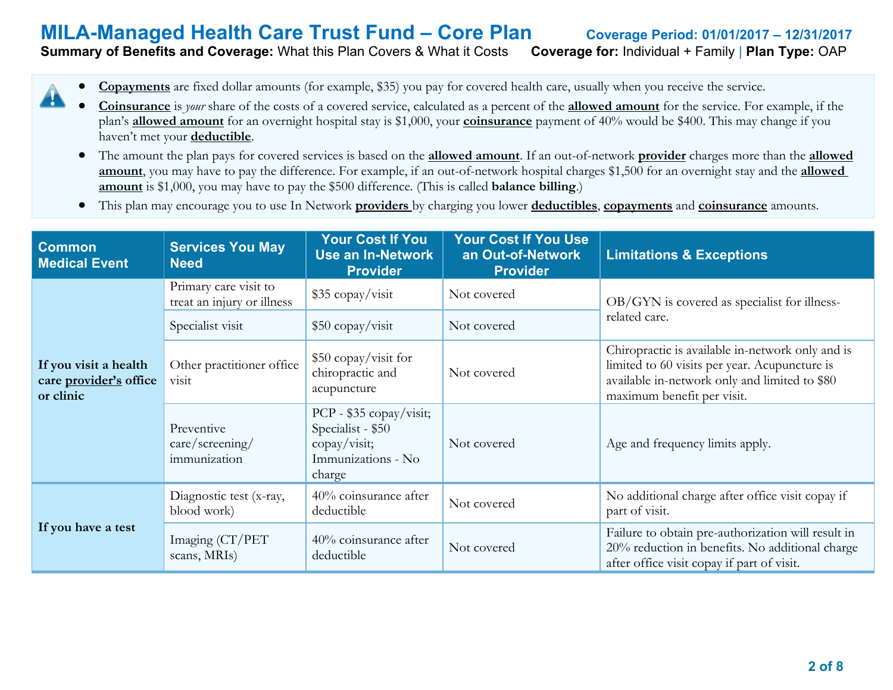# MILA-Managed Health Care Trust Fund – Core Plan

**Coverage Period: 01/01/2017 – 12/31/2017**

**Summary of Benefits and Coverage:** What this Plan Covers & What it Costs **Coverage for:** Individual + Family | **Plan Type:** OAP

- **Copayments** are fixed dollar amounts (for example, $35) you pay for covered health care, usually when you receive the service.
- **Coinsurance** is *your* share of the costs of a covered service, calculated as a percent of the **allowed amount** for the service. For example, if the plan's **allowed amount** for an overnight hospital stay is $1,000, your **coinsurance** payment of 40% would be $400. This may change if you haven't met your **deductible**.
- The amount the plan pays for covered services is based on the **allowed amount**. If an out-of-network **provider** charges more than the **allowed amount**, you may have to pay the difference. For example, if an out-of-network hospital charges $1,500 for an overnight stay and the **allowed amount** is $1,000, you may have to pay the $500 difference. (This is called **balance billing**.)
- This plan may encourage you to use In Network **providers** by charging you lower **deductibles**, **copayments** and **coinsurance** amounts.

| Common Medical Event | Services You May Need | Your Cost If You Use an In-Network Provider | Your Cost If You Use an Out-of-Network Provider | Limitations & Exceptions |
|---|---|---|---|---|
| **If you visit a health care provider's office or clinic** | Primary care visit to treat an injury or illness | $35 copay/visit | Not covered | OB/GYN is covered as specialist for illness-related care. |
| | Specialist visit | $50 copay/visit | Not covered | |
| | Other practitioner office visit | $50 copay/visit for chiropractic and acupuncture | Not covered | Chiropractic is available in-network only and is limited to 60 visits per year. Acupuncture is available in-network only and limited to $80 maximum benefit per visit. |
| | Preventive care/screening/ immunization | PCP - $35 copay/visit; Specialist - $50 copay/visit; Immunizations - No charge | Not covered | Age and frequency limits apply. |
| **If you have a test** | Diagnostic test (x-ray, blood work) | 40% coinsurance after deductible | Not covered | No additional charge after office visit copay if part of visit. |
| | Imaging (CT/PET scans, MRIs) | 40% coinsurance after deductible | Not covered | Failure to obtain pre-authorization will result in 20% reduction in benefits. No additional charge after office visit copay if part of visit. |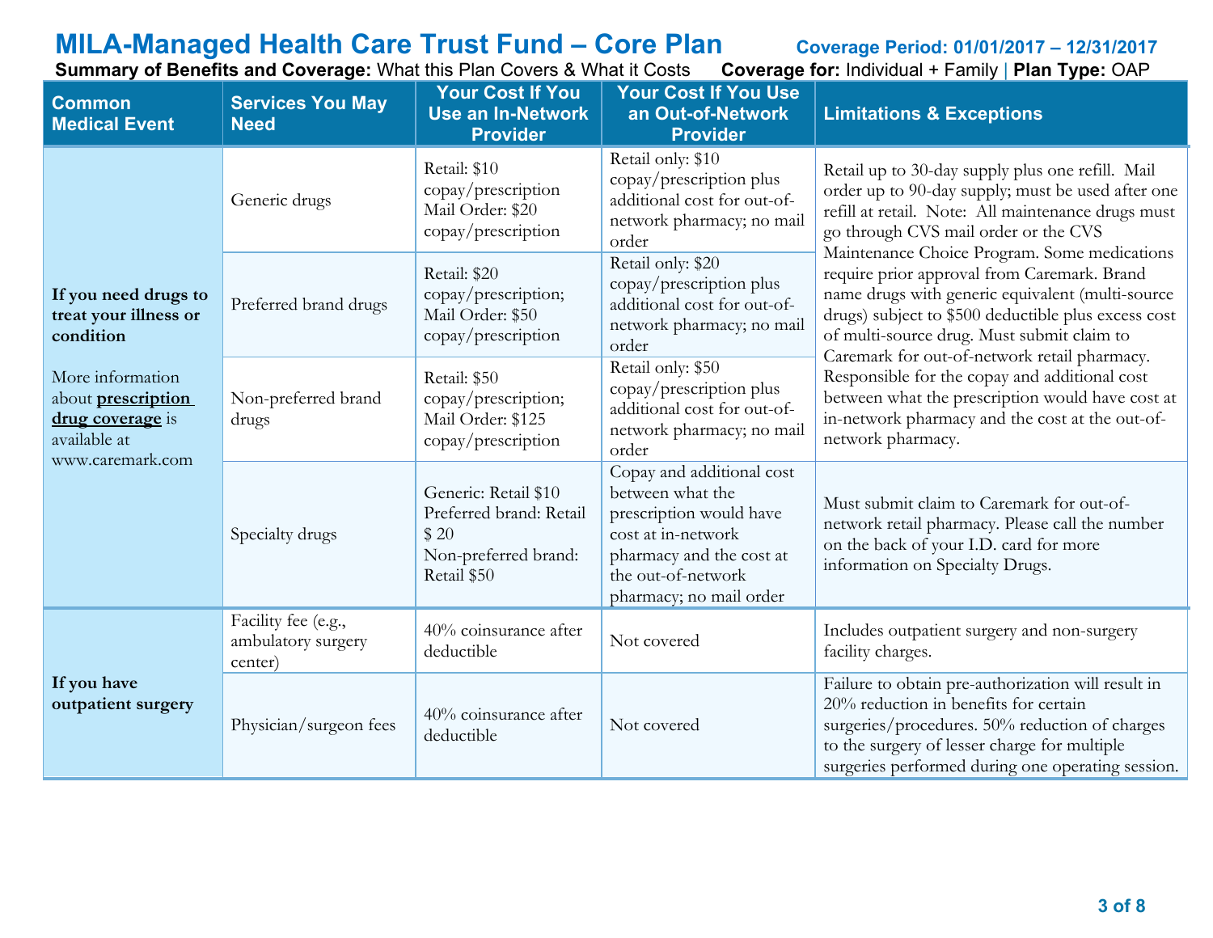# MILA-Managed Health Care Trust Fund – Core Plan

**Coverage Period: 01/01/2017 – 12/31/2017**

**Summary of Benefits and Coverage:** What this Plan Covers & What it Costs **Coverage for:** Individual + Family | **Plan Type:** OAP

| Common Medical Event | Services You May Need | Your Cost If You Use an In-Network Provider | Your Cost If You Use an Out-of-Network Provider | Limitations & Exceptions |
|---|---|---|---|---|
| **If you need drugs to treat your illness or condition** More information about **prescription drug coverage** is available at www.caremark.com | Generic drugs | Retail: $10 copay/prescription Mail Order: $20 copay/prescription | Retail only: $10 copay/prescription plus additional cost for out-of-network pharmacy; no mail order | Retail up to 30-day supply plus one refill. Mail order up to 90-day supply; must be used after one refill at retail. Note: All maintenance drugs must go through CVS mail order or the CVS Maintenance Choice Program. Some medications require prior approval from Caremark. Brand name drugs with generic equivalent (multi-source drugs) subject to $500 deductible plus excess cost of multi-source drug. Must submit claim to Caremark for out-of-network retail pharmacy. Responsible for the copay and additional cost between what the prescription would have cost at in-network pharmacy and the cost at the out-of-network pharmacy. |
| | Preferred brand drugs | Retail: $20 copay/prescription; Mail Order: $50 copay/prescription | Retail only: $20 copay/prescription plus additional cost for out-of-network pharmacy; no mail order | |
| | Non-preferred brand drugs | Retail: $50 copay/prescription; Mail Order: $125 copay/prescription | Retail only: $50 copay/prescription plus additional cost for out-of-network pharmacy; no mail order | |
| | Specialty drugs | Generic: Retail $10 Preferred brand: Retail $ 20 Non-preferred brand: Retail $50 | Copay and additional cost between what the prescription would have cost at in-network pharmacy and the cost at the out-of-network pharmacy; no mail order | Must submit claim to Caremark for out-of-network retail pharmacy. Please call the number on the back of your I.D. card for more information on Specialty Drugs. |
| **If you have outpatient surgery** | Facility fee (e.g., ambulatory surgery center) | 40% coinsurance after deductible | Not covered | Includes outpatient surgery and non-surgery facility charges. |
| | Physician/surgeon fees | 40% coinsurance after deductible | Not covered | Failure to obtain pre-authorization will result in 20% reduction in benefits for certain surgeries/procedures. 50% reduction of charges to the surgery of lesser charge for multiple surgeries performed during one operating session. |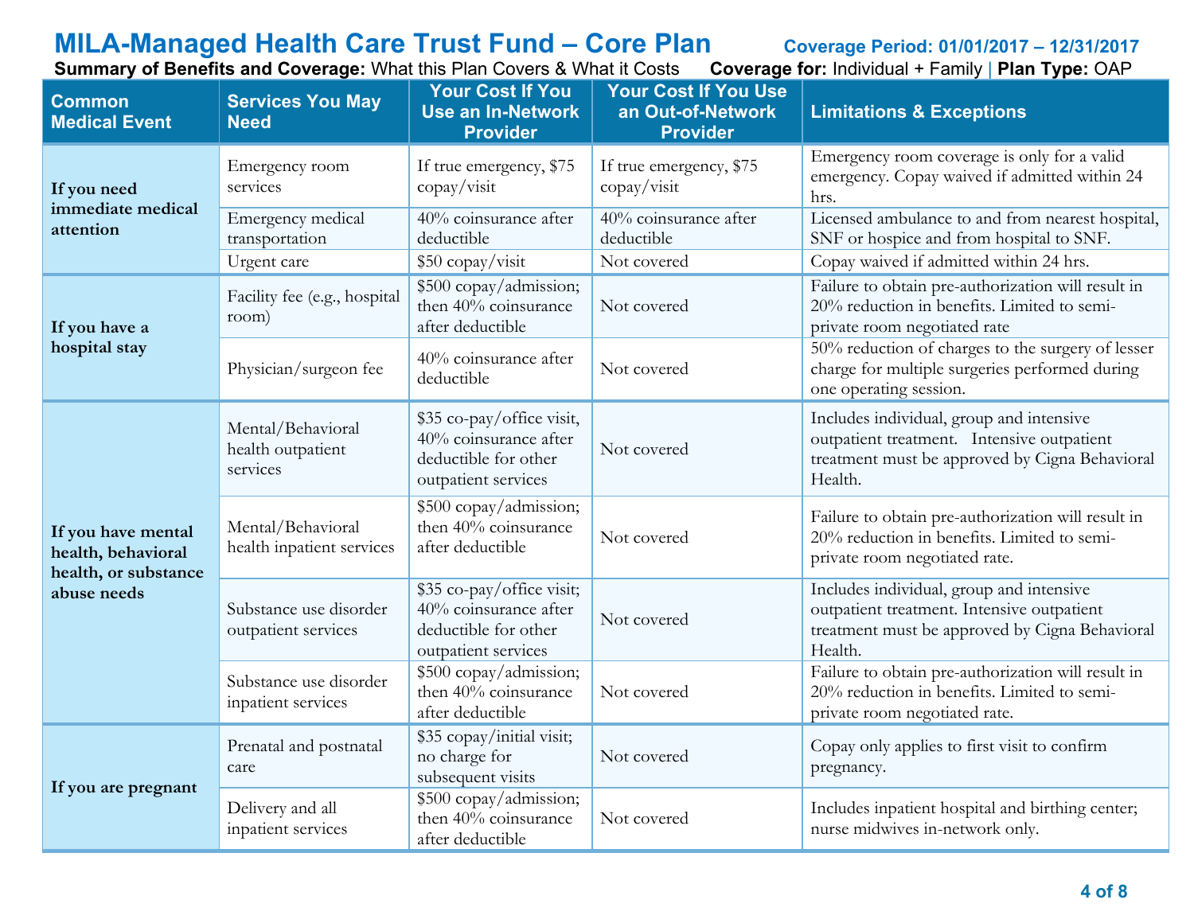# MILA-Managed Health Care Trust Fund – Core Plan

**Coverage Period: 01/01/2017 – 12/31/2017**

**Summary of Benefits and Coverage:** What this Plan Covers & What it Costs **Coverage for:** Individual + Family | **Plan Type:** OAP

| Common Medical Event | Services You May Need | Your Cost If You Use an In-Network Provider | Your Cost If You Use an Out-of-Network Provider | Limitations & Exceptions |
|---|---|---|---|---|
| **If you need immediate medical attention** | Emergency room services | If true emergency, $75 copay/visit | If true emergency, $75 copay/visit | Emergency room coverage is only for a valid emergency. Copay waived if admitted within 24 hrs. |
| | Emergency medical transportation | 40% coinsurance after deductible | 40% coinsurance after deductible | Licensed ambulance to and from nearest hospital, SNF or hospice and from hospital to SNF. |
| | Urgent care | $50 copay/visit | Not covered | Copay waived if admitted within 24 hrs. |
| **If you have a hospital stay** | Facility fee (e.g., hospital room) | $500 copay/admission; then 40% coinsurance after deductible | Not covered | Failure to obtain pre-authorization will result in 20% reduction in benefits. Limited to semi-private room negotiated rate |
| | Physician/surgeon fee | 40% coinsurance after deductible | Not covered | 50% reduction of charges to the surgery of lesser charge for multiple surgeries performed during one operating session. |
| **If you have mental health, behavioral health, or substance abuse needs** | Mental/Behavioral health outpatient services | $35 co-pay/office visit, 40% coinsurance after deductible for other outpatient services | Not covered | Includes individual, group and intensive outpatient treatment. Intensive outpatient treatment must be approved by Cigna Behavioral Health. |
| | Mental/Behavioral health inpatient services | $500 copay/admission; then 40% coinsurance after deductible | Not covered | Failure to obtain pre-authorization will result in 20% reduction in benefits. Limited to semi-private room negotiated rate. |
| | Substance use disorder outpatient services | $35 co-pay/office visit; 40% coinsurance after deductible for other outpatient services | Not covered | Includes individual, group and intensive outpatient treatment. Intensive outpatient treatment must be approved by Cigna Behavioral Health. |
| | Substance use disorder inpatient services | $500 copay/admission; then 40% coinsurance after deductible | Not covered | Failure to obtain pre-authorization will result in 20% reduction in benefits. Limited to semi-private room negotiated rate. |
| **If you are pregnant** | Prenatal and postnatal care | $35 copay/initial visit; no charge for subsequent visits | Not covered | Copay only applies to first visit to confirm pregnancy. |
| | Delivery and all inpatient services | $500 copay/admission; then 40% coinsurance after deductible | Not covered | Includes inpatient hospital and birthing center; nurse midwives in-network only. |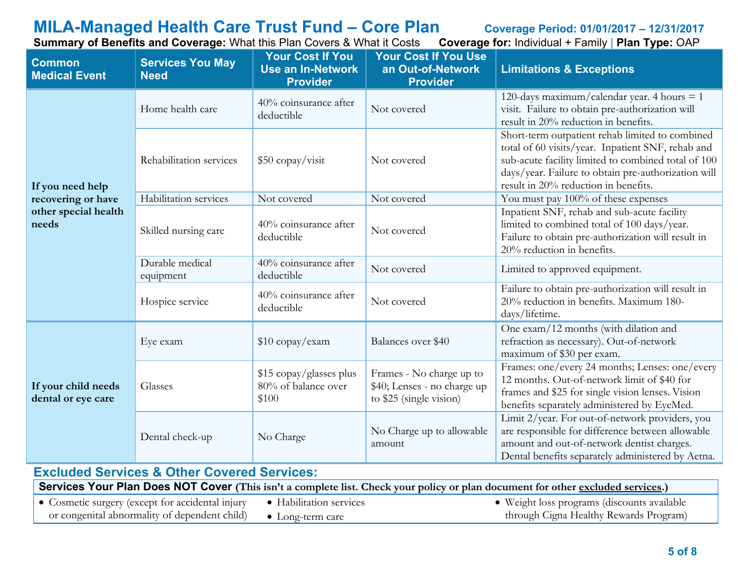# MILA-Managed Health Care Trust Fund – Core Plan

**Coverage Period: 01/01/2017 – 12/31/2017**

**Summary of Benefits and Coverage:** What this Plan Covers & What it Costs **Coverage for:** Individual + Family | **Plan Type:** OAP

| Common Medical Event | Services You May Need | Your Cost If You Use an In-Network Provider | Your Cost If You Use an Out-of-Network Provider | Limitations & Exceptions |
|---|---|---|---|---|
| **If you need help recovering or have other special health needs** | Home health care | 40% coinsurance after deductible | Not covered | 120-days maximum/calendar year. 4 hours = 1 visit. Failure to obtain pre-authorization will result in 20% reduction in benefits. |
| | Rehabilitation services | $50 copay/visit | Not covered | Short-term outpatient rehab limited to combined total of 60 visits/year. Inpatient SNF, rehab and sub-acute facility limited to combined total of 100 days/year. Failure to obtain pre-authorization will result in 20% reduction in benefits. |
| | Habilitation services | Not covered | Not covered | You must pay 100% of these expenses |
| | Skilled nursing care | 40% coinsurance after deductible | Not covered | Inpatient SNF, rehab and sub-acute facility limited to combined total of 100 days/year. Failure to obtain pre-authorization will result in 20% reduction in benefits. |
| | Durable medical equipment | 40% coinsurance after deductible | Not covered | Limited to approved equipment. |
| | Hospice service | 40% coinsurance after deductible | Not covered | Failure to obtain pre-authorization will result in 20% reduction in benefits. Maximum 180-days/lifetime. |
| **If your child needs dental or eye care** | Eye exam | $10 copay/exam | Balances over $40 | One exam/12 months (with dilation and refraction as necessary). Out-of-network maximum of $30 per exam. |
| | Glasses | $15 copay/glasses plus 80% of balance over $100 | Frames - No charge up to $40; Lenses - no charge up to $25 (single vision) | Frames: one/every 24 months; Lenses: one/every 12 months. Out-of-network limit of $40 for frames and $25 for single vision lenses. Vision benefits separately administered by EyeMed. |
| | Dental check-up | No Charge | No Charge up to allowable amount | Limit 2/year. For out-of-network providers, you are responsible for difference between allowable amount and out-of-network dentist charges. Dental benefits separately administered by Aetna. |

## Excluded Services & Other Covered Services:

**Services Your Plan Does NOT Cover (This isn't a complete list. Check your policy or plan document for other excluded services.)**

- Cosmetic surgery (except for accidental injury or congenital abnormality of dependent child)
- Habilitation services
- Long-term care
- Weight loss programs (discounts available through Cigna Healthy Rewards Program)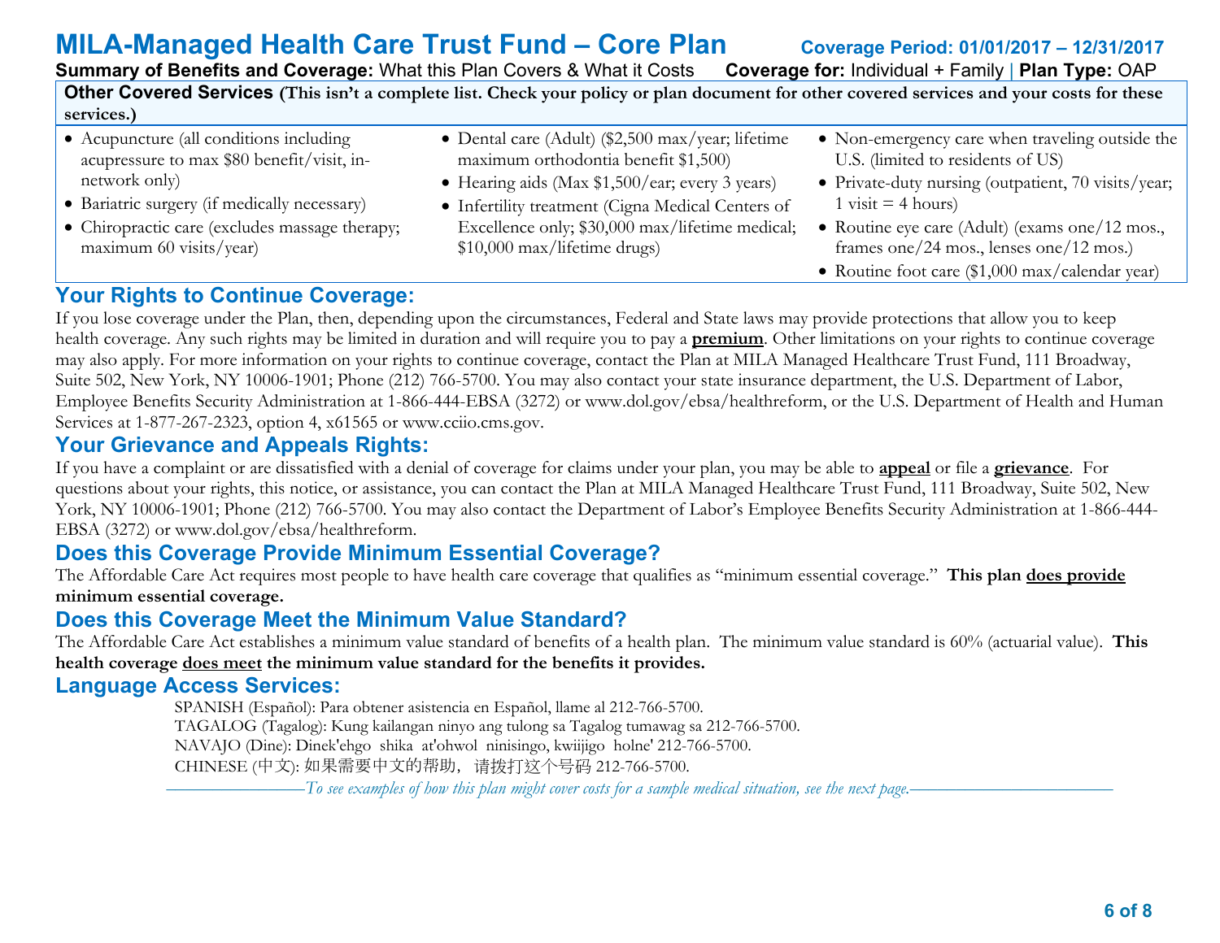# MILA-Managed Health Care Trust Fund – Core Plan

**Coverage Period: 01/01/2017 – 12/31/2017**

**Summary of Benefits and Coverage:** What this Plan Covers & What it Costs **Coverage for:** Individual + Family | **Plan Type:** OAP

**Other Covered Services (This isn't a complete list. Check your policy or plan document for other covered services and your costs for these services.)**

- Acupuncture (all conditions including acupressure to max $80 benefit/visit, in-network only)
- Bariatric surgery (if medically necessary)
- Chiropractic care (excludes massage therapy; maximum 60 visits/year)
- Dental care (Adult) ($2,500 max/year; lifetime maximum orthodontia benefit $1,500)
- Hearing aids (Max $1,500/ear; every 3 years)
- Infertility treatment (Cigna Medical Centers of Excellence only; $30,000 max/lifetime medical; $10,000 max/lifetime drugs)
- Non-emergency care when traveling outside the U.S. (limited to residents of US)
- Private-duty nursing (outpatient, 70 visits/year; 1 visit = 4 hours)
- Routine eye care (Adult) (exams one/12 mos., frames one/24 mos., lenses one/12 mos.)
- Routine foot care ($1,000 max/calendar year)

## Your Rights to Continue Coverage:

If you lose coverage under the Plan, then, depending upon the circumstances, Federal and State laws may provide protections that allow you to keep health coverage. Any such rights may be limited in duration and will require you to pay a **premium**. Other limitations on your rights to continue coverage may also apply. For more information on your rights to continue coverage, contact the Plan at MILA Managed Healthcare Trust Fund, 111 Broadway, Suite 502, New York, NY 10006-1901; Phone (212) 766-5700. You may also contact your state insurance department, the U.S. Department of Labor, Employee Benefits Security Administration at 1-866-444-EBSA (3272) or www.dol.gov/ebsa/healthreform, or the U.S. Department of Health and Human Services at 1-877-267-2323, option 4, x61565 or www.cciio.cms.gov.

## Your Grievance and Appeals Rights:

If you have a complaint or are dissatisfied with a denial of coverage for claims under your plan, you may be able to **appeal** or file a **grievance**. For questions about your rights, this notice, or assistance, you can contact the Plan at MILA Managed Healthcare Trust Fund, 111 Broadway, Suite 502, New York, NY 10006-1901; Phone (212) 766-5700. You may also contact the Department of Labor's Employee Benefits Security Administration at 1-866-444-EBSA (3272) or www.dol.gov/ebsa/healthreform.

## Does this Coverage Provide Minimum Essential Coverage?

The Affordable Care Act requires most people to have health care coverage that qualifies as "minimum essential coverage." **This plan does provide minimum essential coverage.**

## Does this Coverage Meet the Minimum Value Standard?

The Affordable Care Act establishes a minimum value standard of benefits of a health plan. The minimum value standard is 60% (actuarial value). **This health coverage does meet the minimum value standard for the benefits it provides.**

## Language Access Services:

SPANISH (Español): Para obtener asistencia en Español, llame al 212-766-5700.
TAGALOG (Tagalog): Kung kailangan ninyo ang tulong sa Tagalog tumawag sa 212-766-5700.
NAVAJO (Dine): Dinek'ehgo shika at'ohwol ninisingo, kwiijigo holne' 212-766-5700.
CHINESE (中文): 如果需要中文的帮助，请拨打这个号码 212-766-5700.

*To see examples of how this plan might cover costs for a sample medical situation, see the next page.*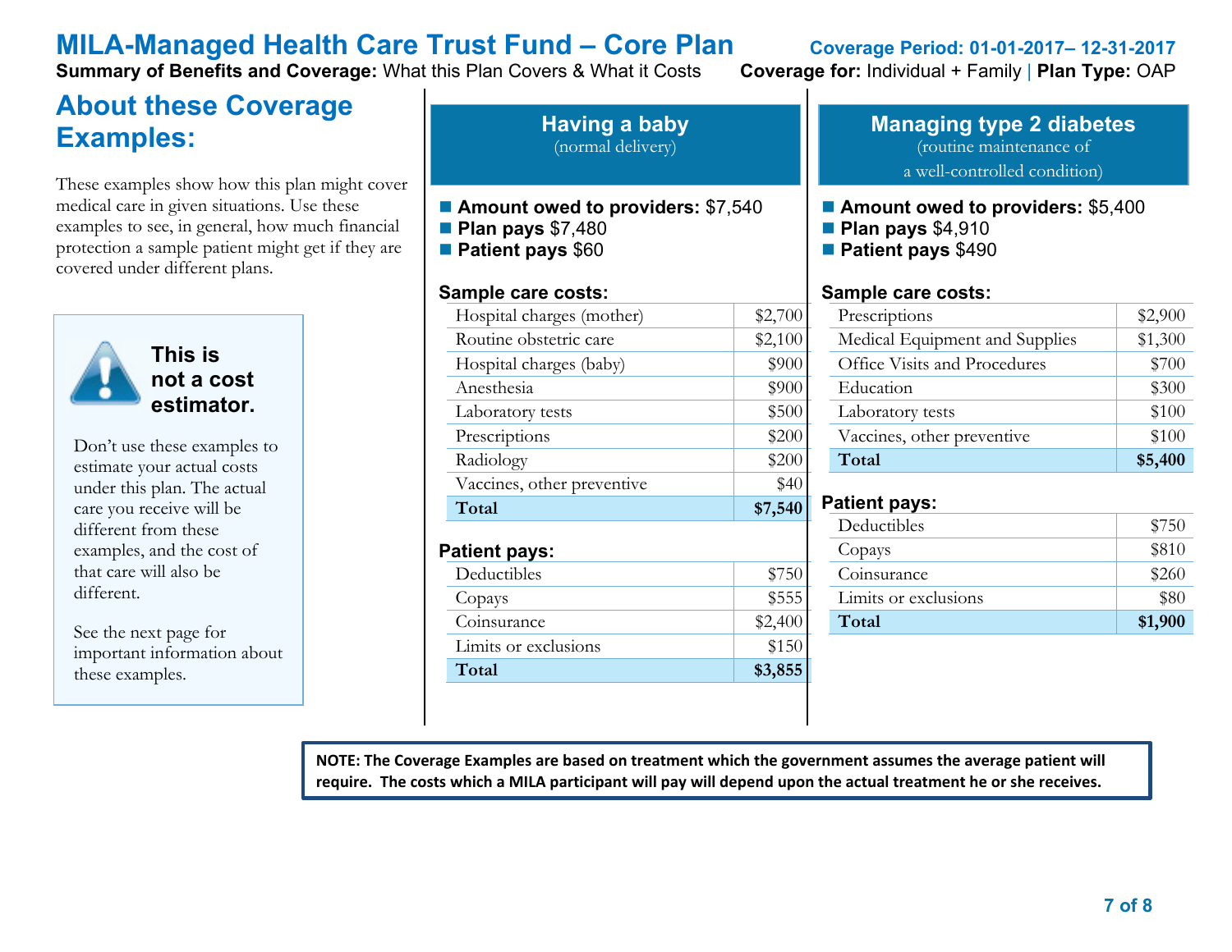# MILA-Managed Health Care Trust Fund – Core Plan

**Coverage Period: 01-01-2017– 12-31-2017**

**Summary of Benefits and Coverage:** What this Plan Covers & What it Costs **Coverage for:** Individual + Family | **Plan Type:** OAP

## About these Coverage Examples:

These examples show how this plan might cover medical care in given situations. Use these examples to see, in general, how much financial protection a sample patient might get if they are covered under different plans.

**This is not a cost estimator.**

Don't use these examples to estimate your actual costs under this plan. The actual care you receive will be different from these examples, and the cost of that care will also be different.

See the next page for important information about these examples.

## Having a baby
(normal delivery)

- **Amount owed to providers:** $7,540
- **Plan pays** $7,480
- **Patient pays** $60

**Sample care costs:**

| | |
|---|---|
| Hospital charges (mother) | $2,700 |
| Routine obstetric care | $2,100 |
| Hospital charges (baby) | $900 |
| Anesthesia | $900 |
| Laboratory tests | $500 |
| Prescriptions | $200 |
| Radiology | $200 |
| Vaccines, other preventive | $40 |
| **Total** | **$7,540** |

**Patient pays:**

| | |
|---|---|
| Deductibles | $750 |
| Copays | $555 |
| Coinsurance | $2,400 |
| Limits or exclusions | $150 |
| **Total** | **$3,855** |

## Managing type 2 diabetes
(routine maintenance of a well-controlled condition)

- **Amount owed to providers:** $5,400
- **Plan pays** $4,910
- **Patient pays** $490

**Sample care costs:**

| | |
|---|---|
| Prescriptions | $2,900 |
| Medical Equipment and Supplies | $1,300 |
| Office Visits and Procedures | $700 |
| Education | $300 |
| Laboratory tests | $100 |
| Vaccines, other preventive | $100 |
| **Total** | **$5,400** |

**Patient pays:**

| | |
|---|---|
| Deductibles | $750 |
| Copays | $810 |
| Coinsurance | $260 |
| Limits or exclusions | $80 |
| **Total** | **$1,900** |

**NOTE: The Coverage Examples are based on treatment which the government assumes the average patient will require. The costs which a MILA participant will pay will depend upon the actual treatment he or she receives.**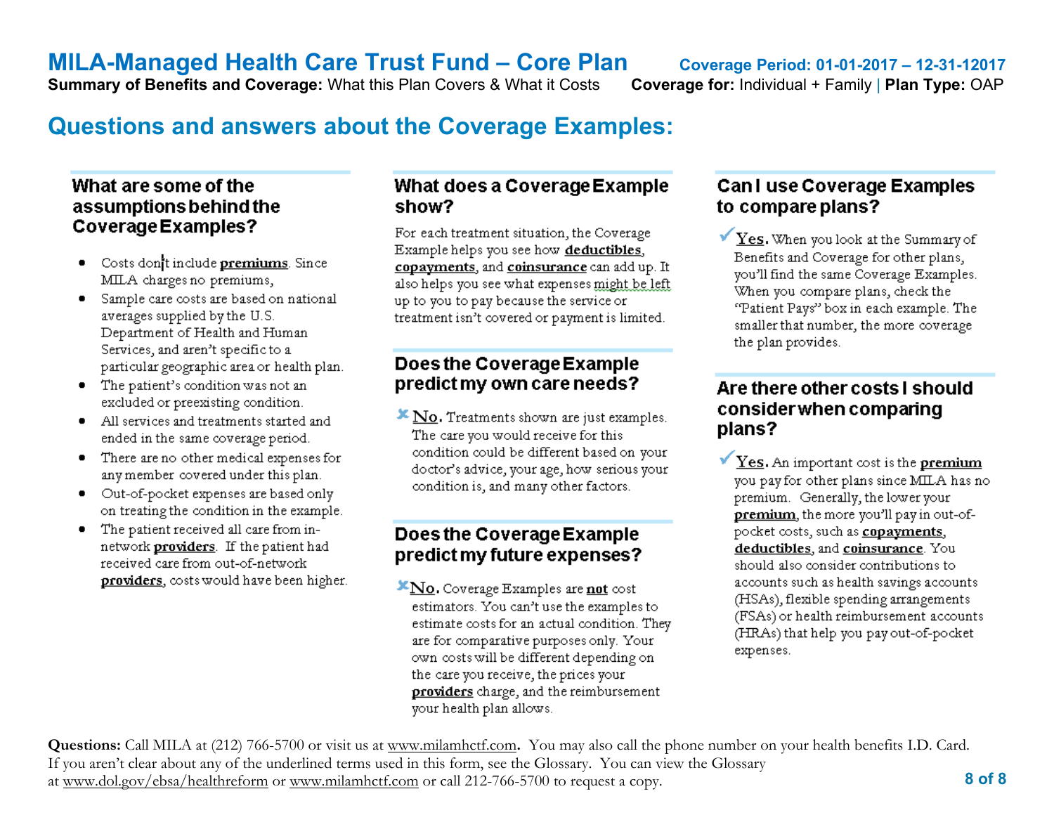## Questions and answers about the Coverage Examples:

### What are some of the assumptions behind the Coverage Examples?

- Costs don't include **premiums**. Since MILA charges no premiums,
- Sample care costs are based on national averages supplied by the U.S. Department of Health and Human Services, and aren't specific to a particular geographic area or health plan.
- The patient's condition was not an excluded or preexisting condition.
- All services and treatments started and ended in the same coverage period.
- There are no other medical expenses for any member covered under this plan.
- Out-of-pocket expenses are based only on treating the condition in the example.
- The patient received all care from in-network **providers**. If the patient had received care from out-of-network **providers**, costs would have been higher.

### What does a Coverage Example show?

For each treatment situation, the Coverage Example helps you see how **deductibles**, **copayments**, and **coinsurance** can add up. It also helps you see what expenses might be left up to you to pay because the service or treatment isn't covered or payment is limited.

### Does the Coverage Example predict my own care needs?

✗ **No.** Treatments shown are just examples. The care you would receive for this condition could be different based on your doctor's advice, your age, how serious your condition is, and many other factors.

### Does the Coverage Example predict my future expenses?

✗ **No.** Coverage Examples are **not** cost estimators. You can't use the examples to estimate costs for an actual condition. They are for comparative purposes only. Your own costs will be different depending on the care you receive, the prices your **providers** charge, and the reimbursement your health plan allows.

### Can I use Coverage Examples to compare plans?

✓ **Yes.** When you look at the Summary of Benefits and Coverage for other plans, you'll find the same Coverage Examples. When you compare plans, check the "Patient Pays" box in each example. The smaller that number, the more coverage the plan provides.

### Are there other costs I should consider when comparing plans?

✓ **Yes.** An important cost is the **premium** you pay for other plans since MILA has no premium. Generally, the lower your **premium**, the more you'll pay in out-of-pocket costs, such as **copayments**, **deductibles**, and **coinsurance**. You should also consider contributions to accounts such as health savings accounts (HSAs), flexible spending arrangements (FSAs) or health reimbursement accounts (HRAs) that help you pay out-of-pocket expenses.

**Questions:** Call MILA at (212) 766-5700 or visit us at www.milamhctf.com**.** You may also call the phone number on your health benefits I.D. Card. If you aren't clear about any of the underlined terms used in this form, see the Glossary. You can view the Glossary at www.dol.gov/ebsa/healthreform or www.milamhctf.com or call 212-766-5700 to request a copy.